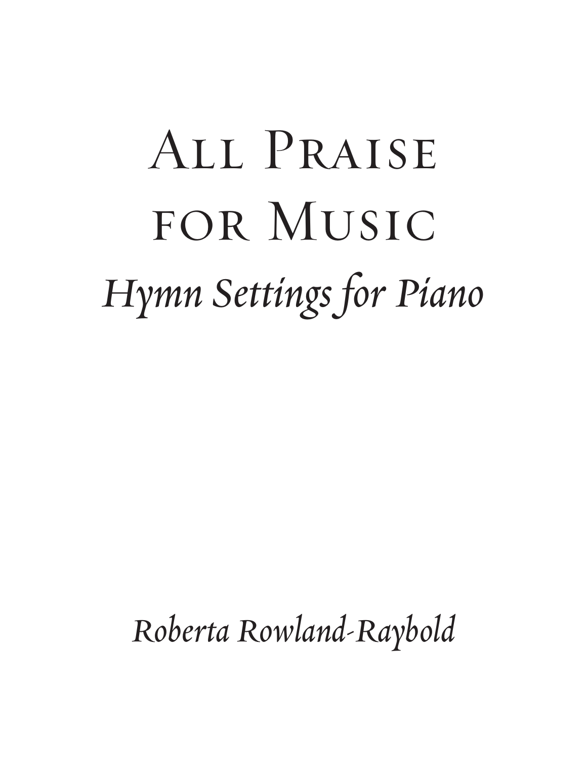# All Praise for Music

## *Hymn Settings for Piano*

*Roberta Rowland-Raybold*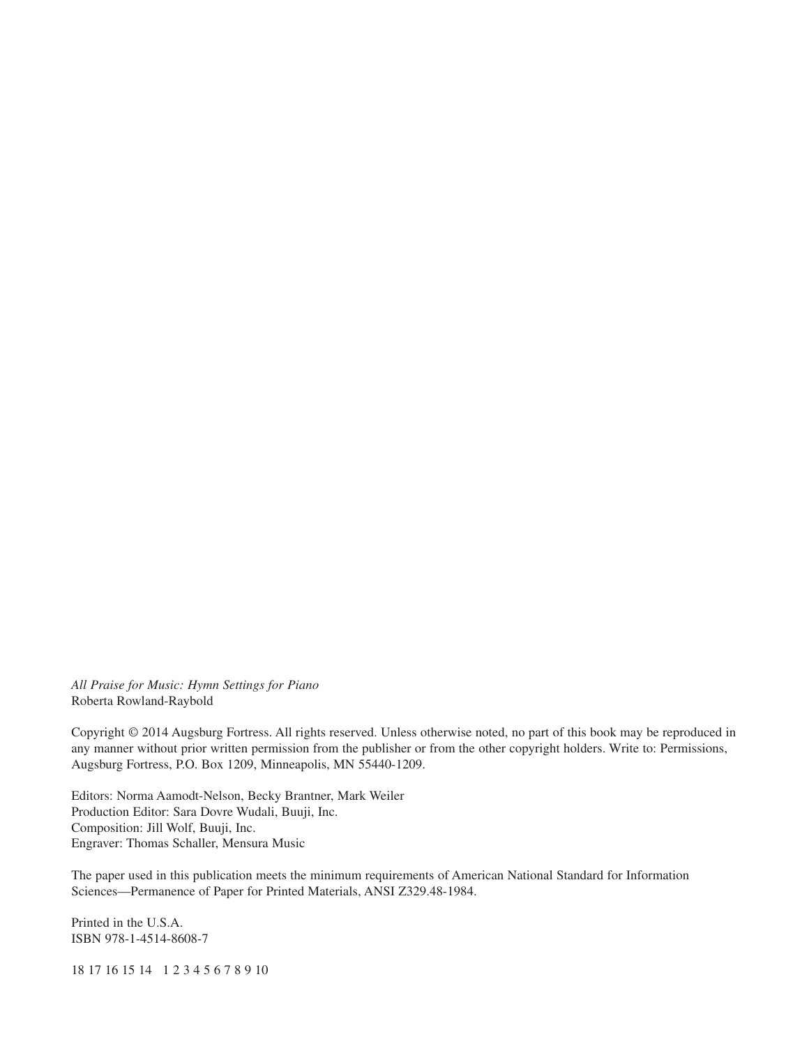*All Praise for Music: Hymn Settings for Piano*
Roberta Rowland-Raybold

Copyright © 2014 Augsburg Fortress. All rights reserved. Unless otherwise noted, no part of this book may be reproduced in any manner without prior written permission from the publisher or from the other copyright holders. Write to: Permissions, Augsburg Fortress, P.O. Box 1209, Minneapolis, MN 55440-1209.

Editors: Norma Aamodt-Nelson, Becky Brantner, Mark Weiler
Production Editor: Sara Dovre Wudali, Buuji, Inc.
Composition: Jill Wolf, Buuji, Inc.
Engraver: Thomas Schaller, Mensura Music

The paper used in this publication meets the minimum requirements of American National Standard for Information Sciences—Permanence of Paper for Printed Materials, ANSI Z329.48-1984.

Printed in the U.S.A.
ISBN 978-1-4514-8608-7

18 17 16 15 14   1 2 3 4 5 6 7 8 9 10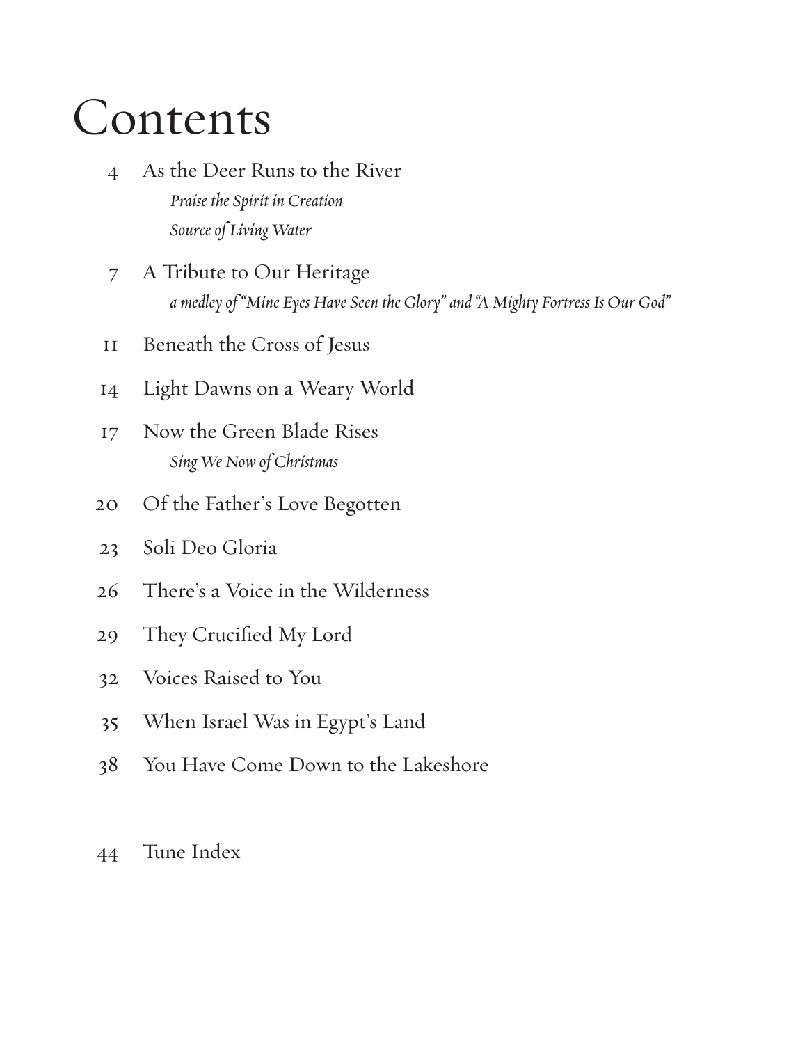# Contents

4 As the Deer Runs to the River
  *Praise the Spirit in Creation*
  *Source of Living Water*

7 A Tribute to Our Heritage
  *a medley of "Mine Eyes Have Seen the Glory" and "A Mighty Fortress Is Our God"*

11 Beneath the Cross of Jesus

14 Light Dawns on a Weary World

17 Now the Green Blade Rises
  *Sing We Now of Christmas*

20 Of the Father's Love Begotten

23 Soli Deo Gloria

26 There's a Voice in the Wilderness

29 They Crucified My Lord

32 Voices Raised to You

35 When Israel Was in Egypt's Land

38 You Have Come Down to the Lakeshore

44 Tune Index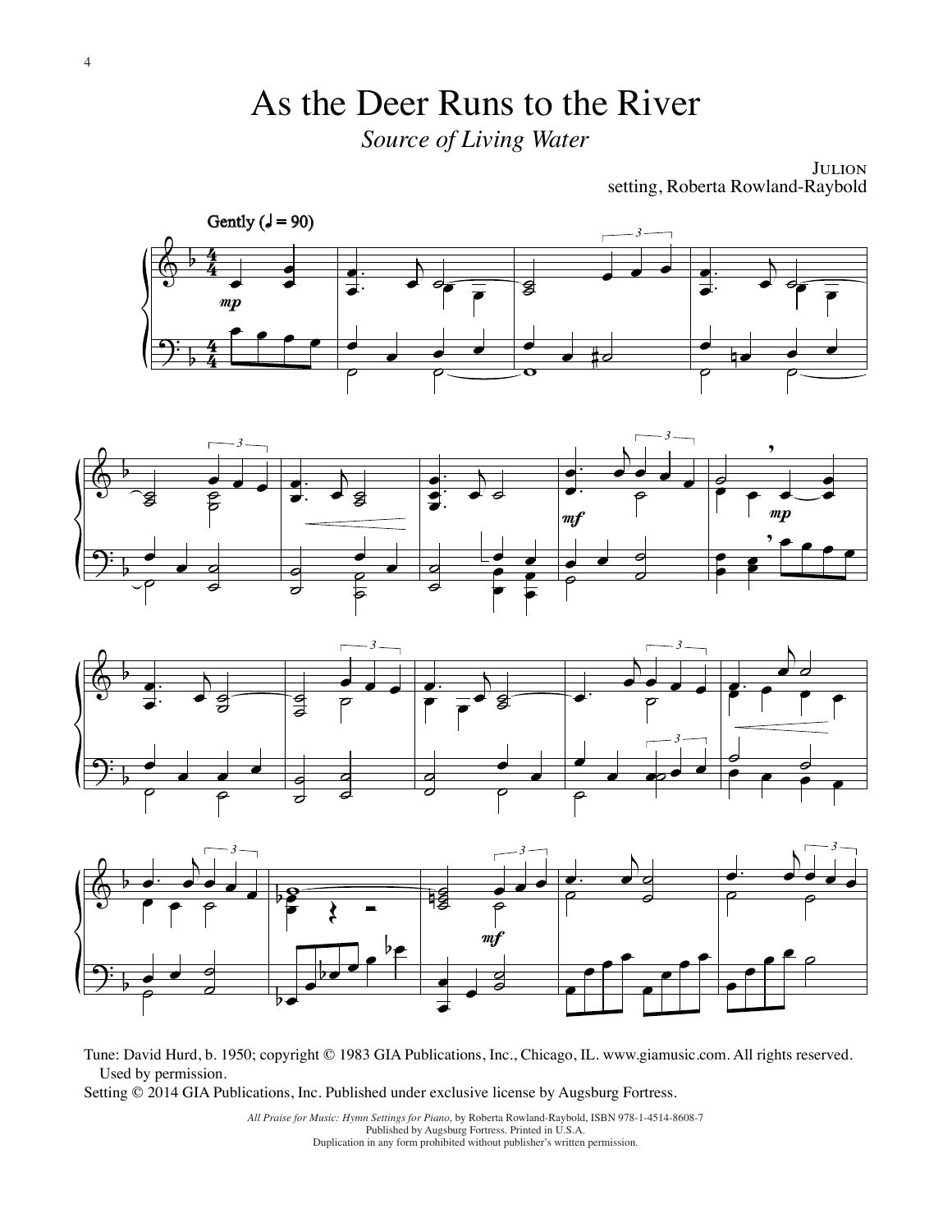# As the Deer Runs to the River

*Source of Living Water*

JULION
setting, Roberta Rowland-Raybold

Gently (♩ = 90)

Tune: David Hurd, b. 1950; copyright © 1983 GIA Publications, Inc., Chicago, IL. www.giamusic.com. All rights reserved. Used by permission.
Setting © 2014 GIA Publications, Inc. Published under exclusive license by Augsburg Fortress.

*All Praise for Music: Hymn Settings for Piano*, by Roberta Rowland-Raybold, ISBN 978-1-4514-8608-7
Published by Augsburg Fortress. Printed in U.S.A.
Duplication in any form prohibited without publisher's written permission.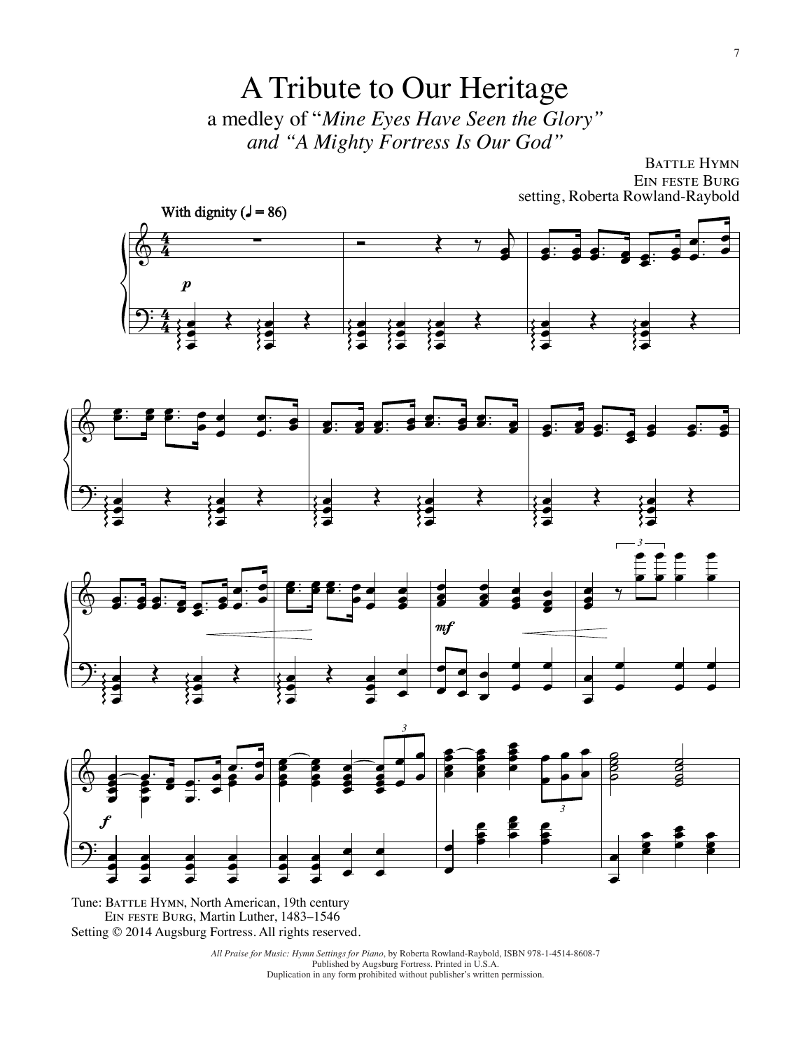# A Tribute to Our Heritage

a medley of "*Mine Eyes Have Seen the Glory*" *and "A Mighty Fortress Is Our God"*

Battle Hymn
Ein feste Burg
setting, Roberta Rowland-Raybold

Tune: Battle Hymn, North American, 19th century
Ein feste Burg, Martin Luther, 1483–1546
Setting © 2014 Augsburg Fortress. All rights reserved.

*All Praise for Music: Hymn Settings for Piano*, by Roberta Rowland-Raybold, ISBN 978-1-4514-8608-7
Published by Augsburg Fortress. Printed in U.S.A.
Duplication in any form prohibited without publisher's written permission.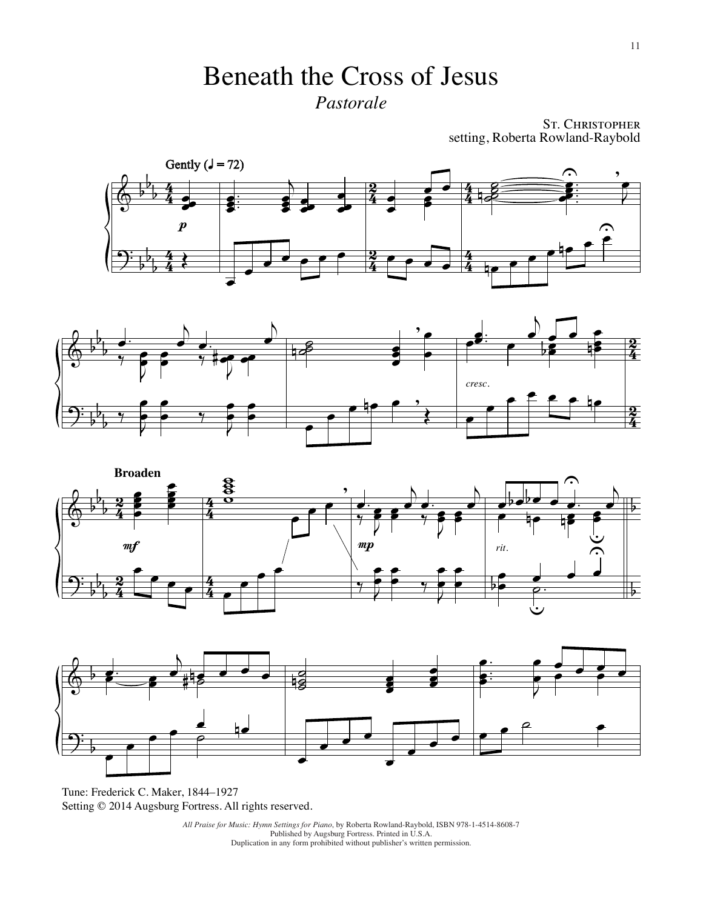# Beneath the Cross of Jesus

*Pastorale*

St. Christopher
setting, Roberta Rowland-Raybold

Tune: Frederick C. Maker, 1844–1927
Setting © 2014 Augsburg Fortress. All rights reserved.

*All Praise for Music: Hymn Settings for Piano*, by Roberta Rowland-Raybold, ISBN 978-1-4514-8608-7
Published by Augsburg Fortress. Printed in U.S.A.
Duplication in any form prohibited without publisher's written permission.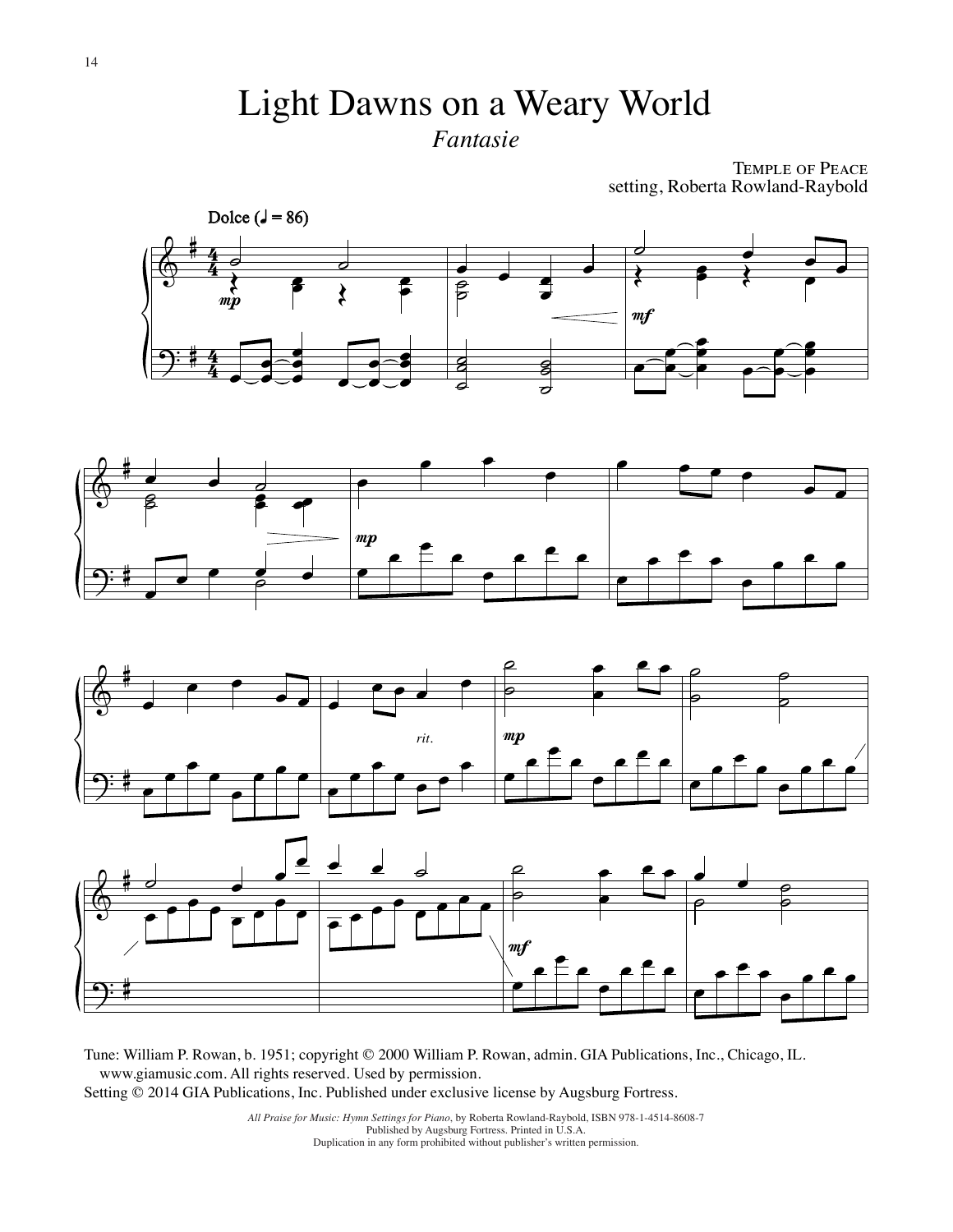# Light Dawns on a Weary World

*Fantasie*

Temple of Peace
setting, Roberta Rowland-Raybold

Tune: William P. Rowan, b. 1951; copyright © 2000 William P. Rowan, admin. GIA Publications, Inc., Chicago, IL. www.giamusic.com. All rights reserved. Used by permission.
Setting © 2014 GIA Publications, Inc. Published under exclusive license by Augsburg Fortress.

*All Praise for Music: Hymn Settings for Piano*, by Roberta Rowland-Raybold, ISBN 978-1-4514-8608-7
Published by Augsburg Fortress. Printed in U.S.A.
Duplication in any form prohibited without publisher's written permission.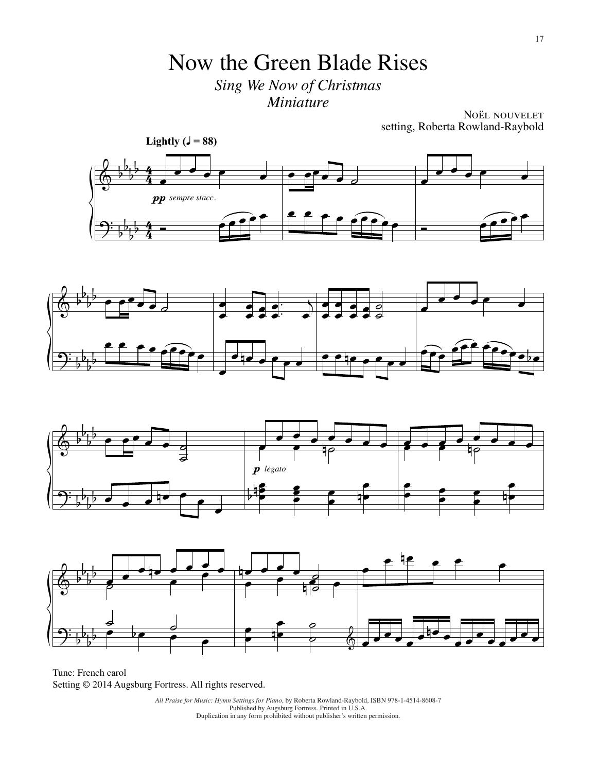# Now the Green Blade Rises

*Sing We Now of Christmas*
*Miniature*

NOËL NOUVELET
setting, Roberta Rowland-Raybold

Tune: French carol
Setting © 2014 Augsburg Fortress. All rights reserved.

*All Praise for Music: Hymn Settings for Piano*, by Roberta Rowland-Raybold, ISBN 978-1-4514-8608-7
Published by Augsburg Fortress. Printed in U.S.A.
Duplication in any form prohibited without publisher's written permission.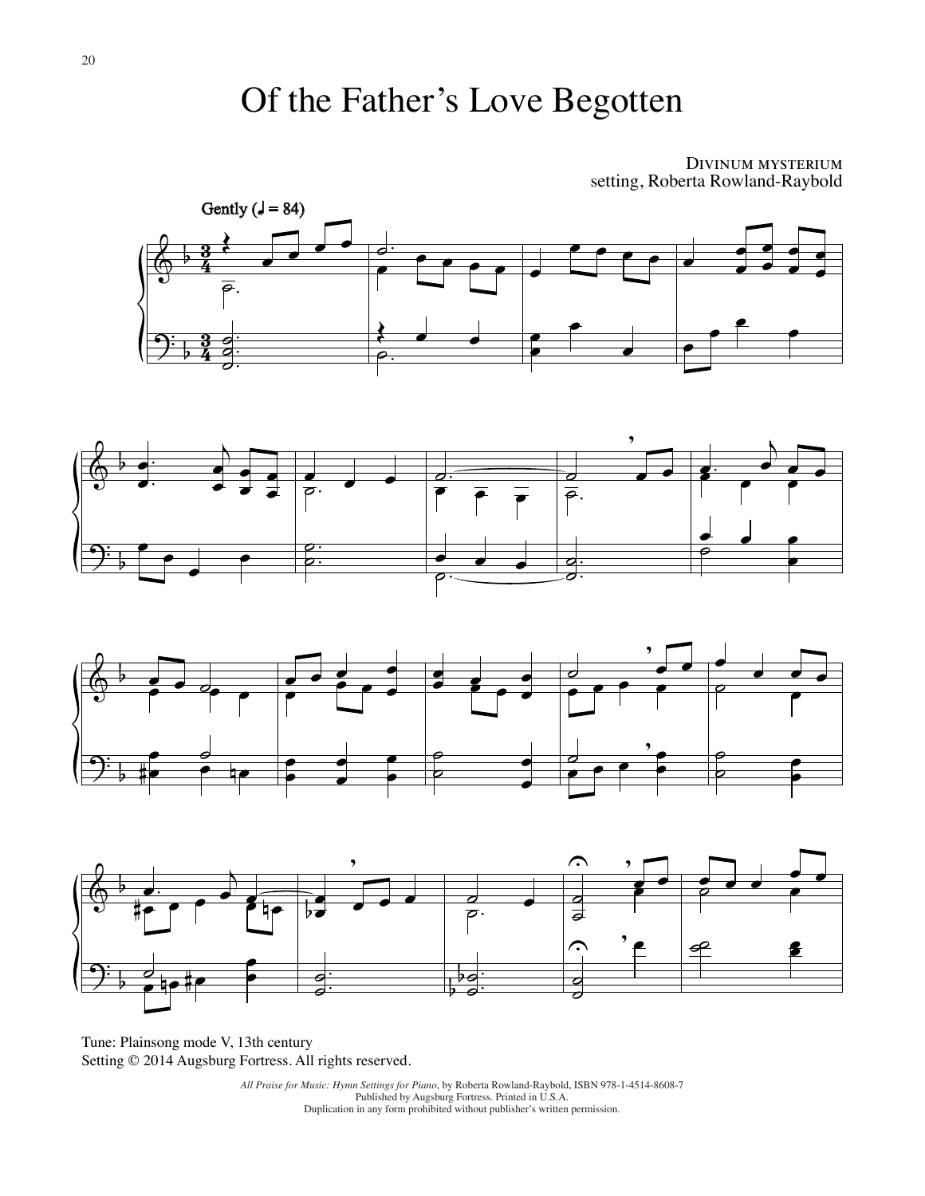# Of the Father's Love Begotten

Divinum mysterium
setting, Roberta Rowland-Raybold

Tune: Plainsong mode V, 13th century
Setting © 2014 Augsburg Fortress. All rights reserved.

*All Praise for Music: Hymn Settings for Piano*, by Roberta Rowland-Raybold, ISBN 978-1-4514-8608-7
Published by Augsburg Fortress. Printed in U.S.A.
Duplication in any form prohibited without publisher's written permission.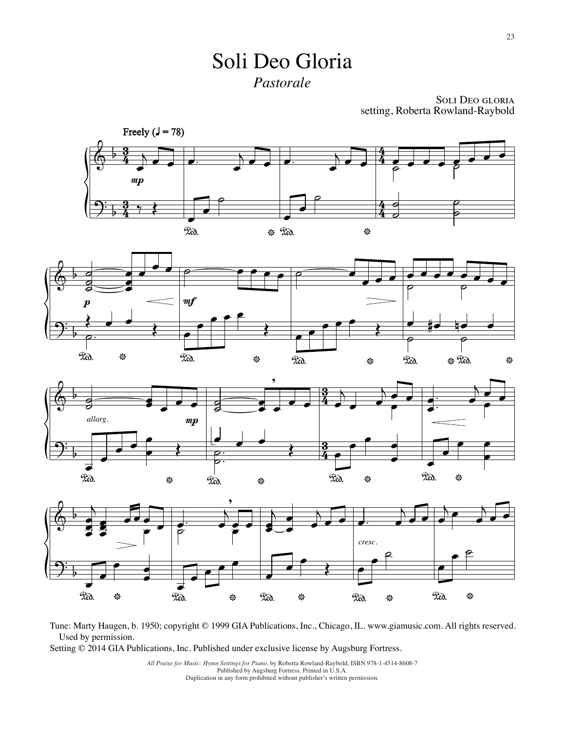# Soli Deo Gloria

*Pastorale*

Soli Deo gloria
setting, Roberta Rowland-Raybold

Tune: Marty Haugen, b. 1950; copyright © 1999 GIA Publications, Inc., Chicago, IL. www.giamusic.com. All rights reserved. Used by permission.
Setting © 2014 GIA Publications, Inc. Published under exclusive license by Augsburg Fortress.

*All Praise for Music: Hymn Settings for Piano*, by Roberta Rowland-Raybold, ISBN 978-1-4514-8608-7
Published by Augsburg Fortress. Printed in U.S.A.
Duplication in any form prohibited without publisher's written permission.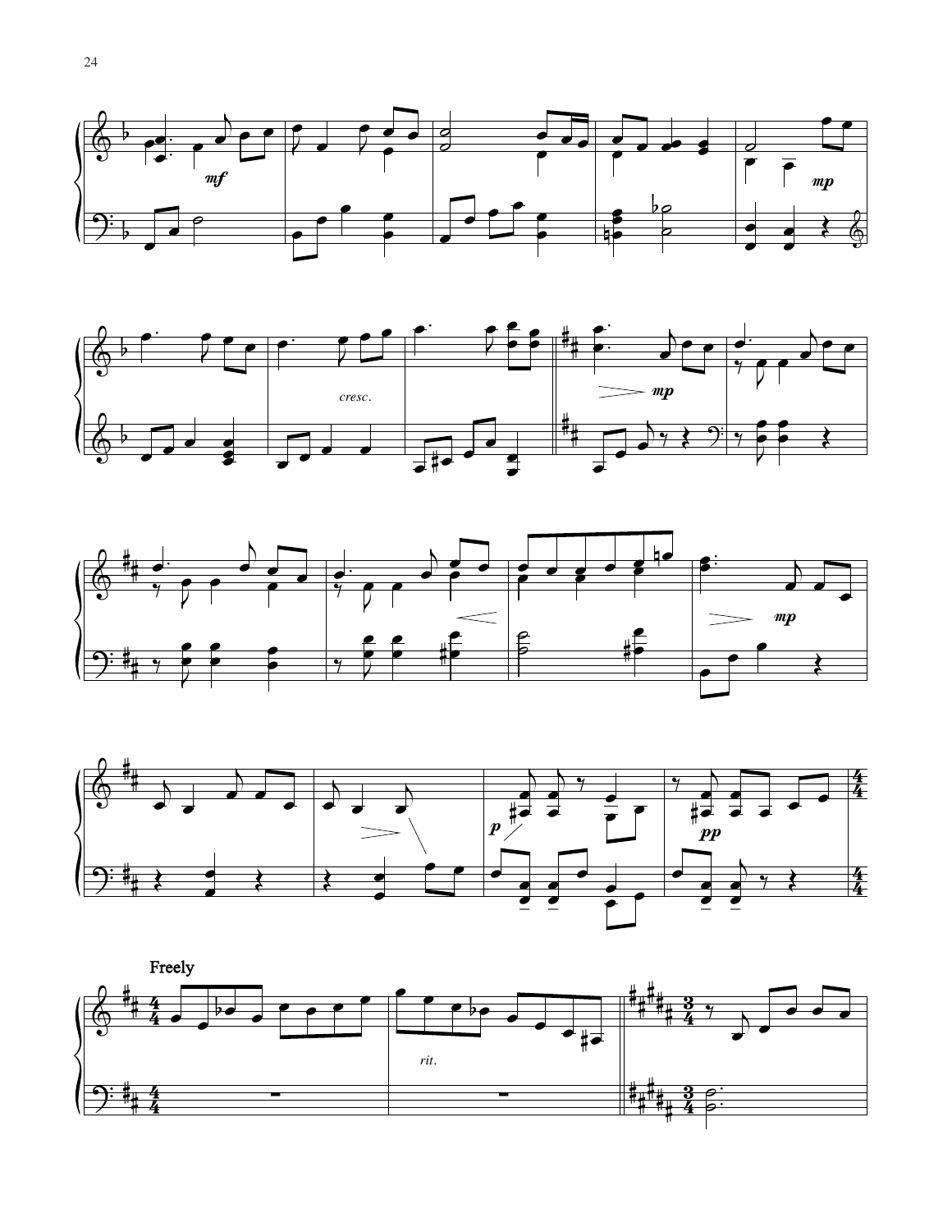**Freely**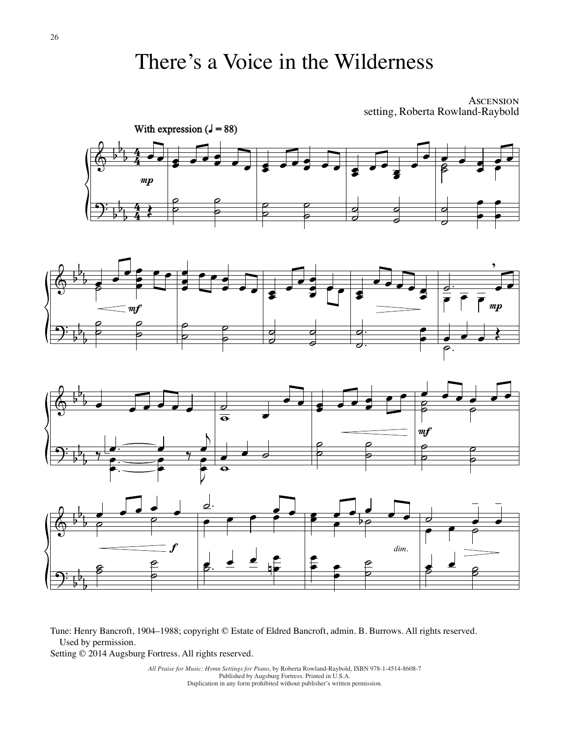# There's a Voice in the Wilderness

Ascension
setting, Roberta Rowland-Raybold

With expression (♩ = 88)

Tune: Henry Bancroft, 1904–1988; copyright © Estate of Eldred Bancroft, admin. B. Burrows. All rights reserved. Used by permission.
Setting © 2014 Augsburg Fortress. All rights reserved.

*All Praise for Music: Hymn Settings for Piano*, by Roberta Rowland-Raybold, ISBN 978-1-4514-8608-7
Published by Augsburg Fortress. Printed in U.S.A.
Duplication in any form prohibited without publisher's written permission.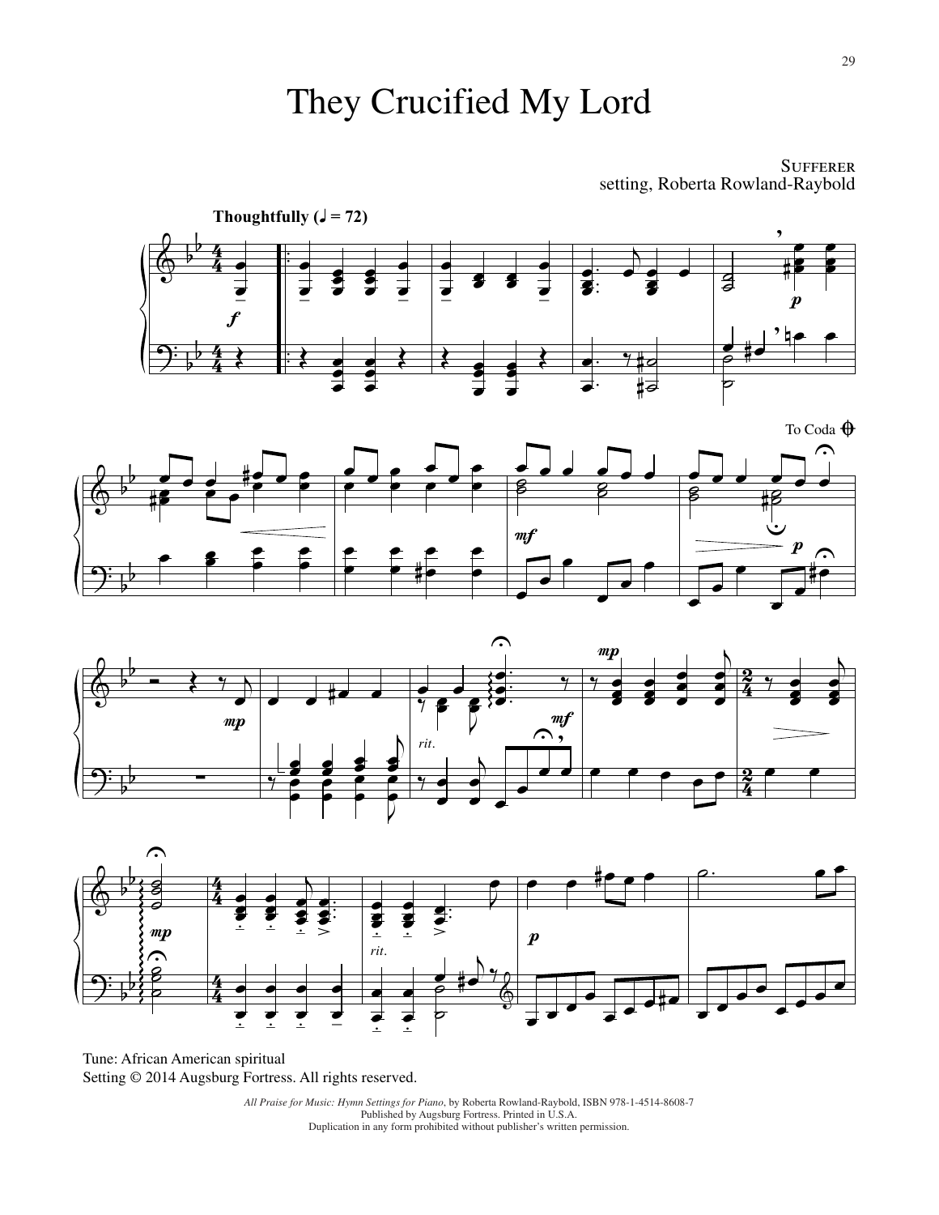# They Crucified My Lord

SUFFERER
setting, Roberta Rowland-Raybold

Tune: African American spiritual
Setting © 2014 Augsburg Fortress. All rights reserved.

*All Praise for Music: Hymn Settings for Piano*, by Roberta Rowland-Raybold, ISBN 978-1-4514-8608-7
Published by Augsburg Fortress. Printed in U.S.A.
Duplication in any form prohibited without publisher's written permission.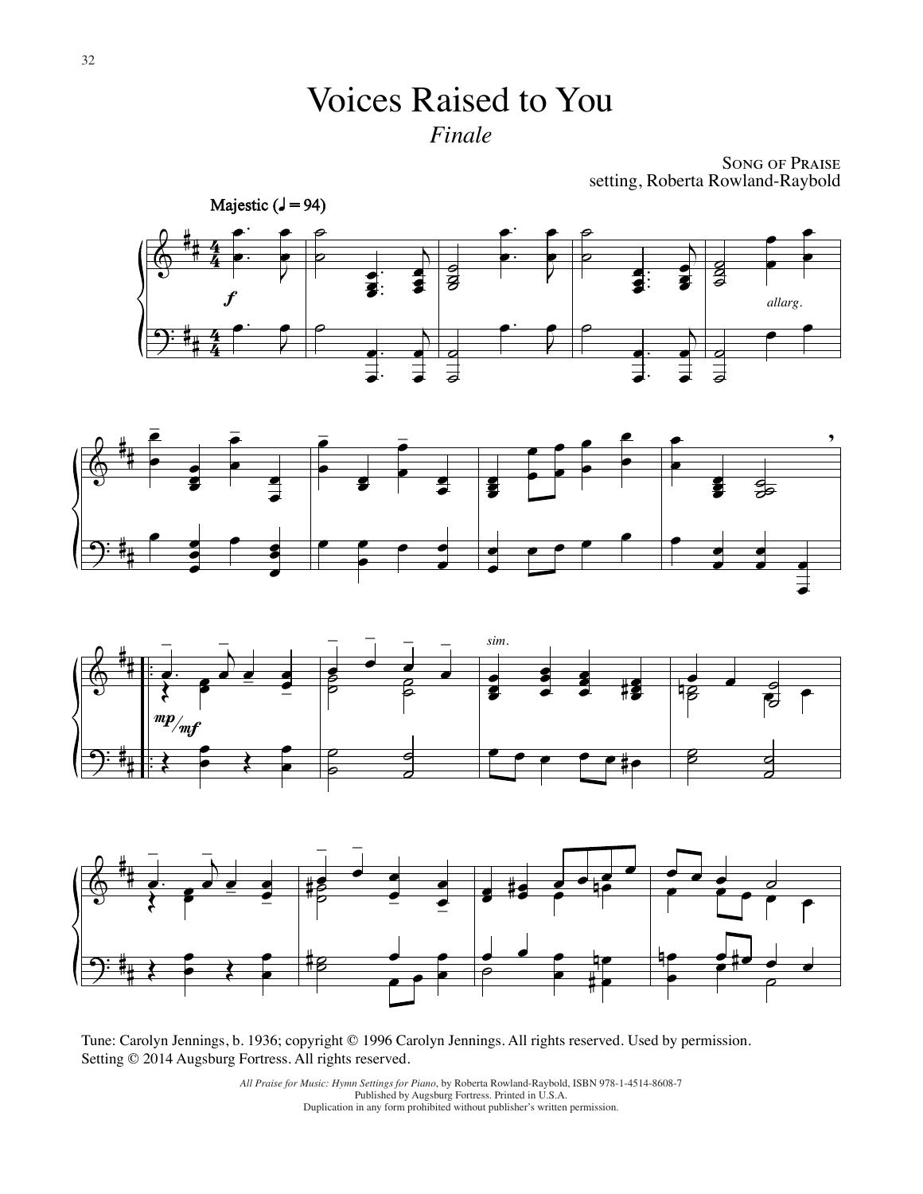# Voices Raised to You

*Finale*

SONG OF PRAISE
setting, Roberta Rowland-Raybold

Tune: Carolyn Jennings, b. 1936; copyright © 1996 Carolyn Jennings. All rights reserved. Used by permission.
Setting © 2014 Augsburg Fortress. All rights reserved.

*All Praise for Music: Hymn Settings for Piano*, by Roberta Rowland-Raybold, ISBN 978-1-4514-8608-7
Published by Augsburg Fortress. Printed in U.S.A.
Duplication in any form prohibited without publisher's written permission.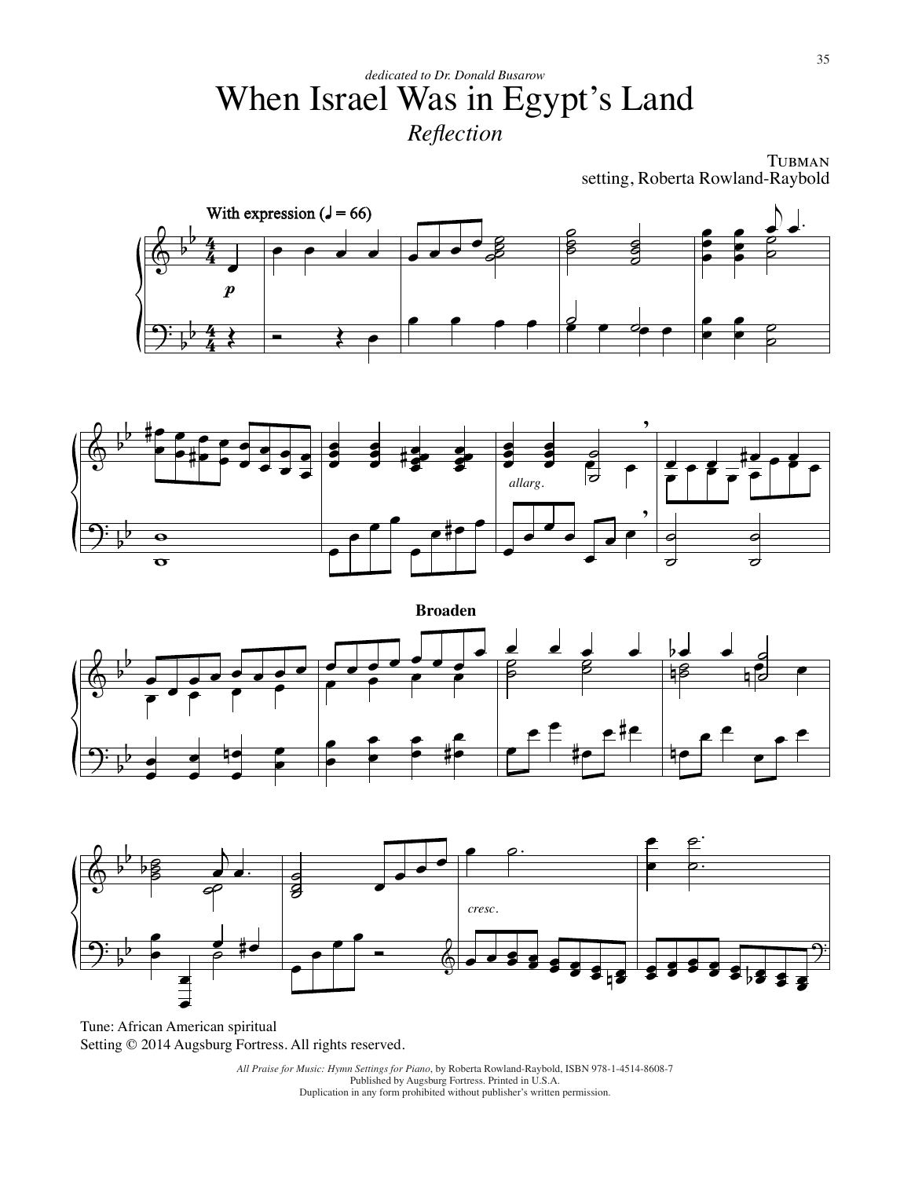*dedicated to Dr. Donald Busarow*

# When Israel Was in Egypt's Land

*Reflection*

TUBMAN
setting, Roberta Rowland-Raybold

Tune: African American spiritual
Setting © 2014 Augsburg Fortress. All rights reserved.

*All Praise for Music: Hymn Settings for Piano*, by Roberta Rowland-Raybold, ISBN 978-1-4514-8608-7
Published by Augsburg Fortress. Printed in U.S.A.
Duplication in any form prohibited without publisher's written permission.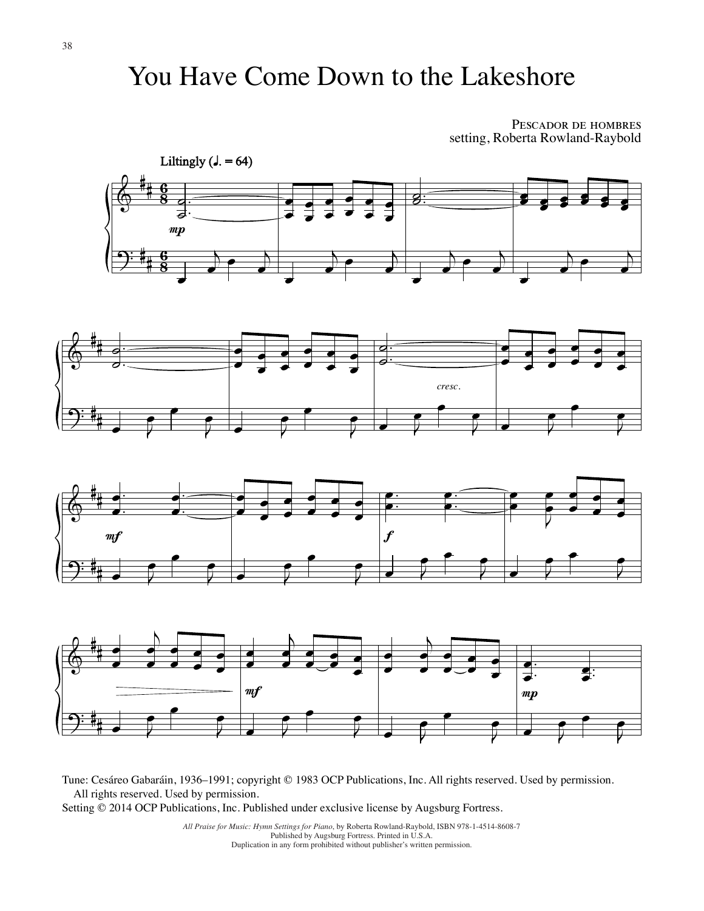# You Have Come Down to the Lakeshore

Pescador de hombres
setting, Roberta Rowland-Raybold

Liltingly (♩. = 64)

Tune: Cesáreo Gabaráin, 1936–1991; copyright © 1983 OCP Publications, Inc. All rights reserved. Used by permission.
All rights reserved. Used by permission.
Setting © 2014 OCP Publications, Inc. Published under exclusive license by Augsburg Fortress.

*All Praise for Music: Hymn Settings for Piano*, by Roberta Rowland-Raybold, ISBN 978-1-4514-8608-7
Published by Augsburg Fortress. Printed in U.S.A.
Duplication in any form prohibited without publisher's written permission.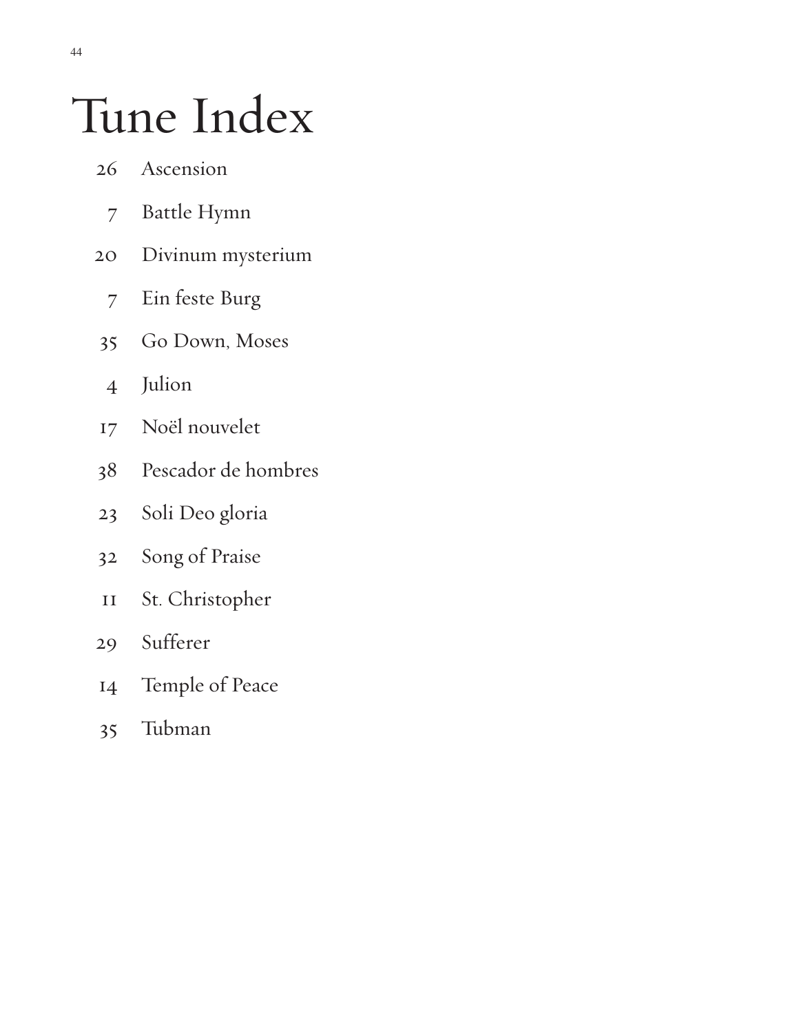# Tune Index

26 Ascension

7 Battle Hymn

20 Divinum mysterium

7 Ein feste Burg

35 Go Down, Moses

4 Julion

17 Noël nouvelet

38 Pescador de hombres

23 Soli Deo gloria

32 Song of Praise

11 St. Christopher

29 Sufferer

14 Temple of Peace

35 Tubman